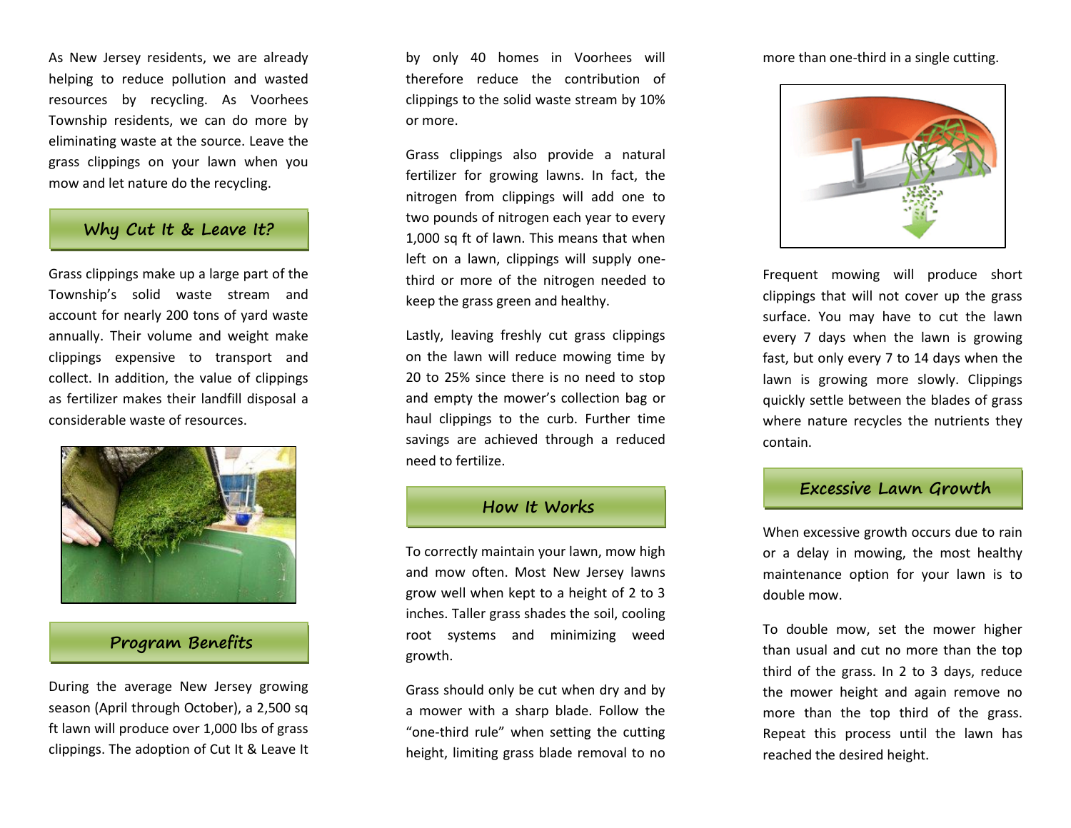As New Jersey residents, we are already helping to reduce pollution and wasted resources by recycling. As Voorhees Township residents, we can do more by eliminating waste at the source. Leave the grass clippings on your lawn when you mow and let nature do the recycling.

## Why Cut It & Leave It?

Grass clippings make up a large part of the Township's solid waste stream and account for nearly 200 tons of yard waste annually. Their volume and weight make clippings expensive to transport and collect. In addition, the value of clippings as fertilizer makes their landfill disposal a considerable waste of resources.

## Program Benefits

During the average New Jersey growing season (April through October), a 2,500 sq ft lawn will produce over 1,000 lbs of grass clippings. The adoption of Cut It & Leave It by only 40 homes in Voorhees will therefore reduce the contribution of clippings to the solid waste stream by 10% or more.

Grass clippings also provide a natural fertilizer for growing lawns. In fact, the nitrogen from clippings will add one to two pounds of nitrogen each year to every 1,000 sq ft of lawn. This means that when left on a lawn, clippings will supply one-third or more of the nitrogen needed to keep the grass green and healthy.

Lastly, leaving freshly cut grass clippings on the lawn will reduce mowing time by 20 to 25% since there is no need to stop and empty the mower's collection bag or haul clippings to the curb. Further time savings are achieved through a reduced need to fertilize.

## How It Works

To correctly maintain your lawn, mow high and mow often. Most New Jersey lawns grow well when kept to a height of 2 to 3 inches. Taller grass shades the soil, cooling root systems and minimizing weed growth.

Grass should only be cut when dry and by a mower with a sharp blade. Follow the "one-third rule" when setting the cutting height, limiting grass blade removal to no more than one-third in a single cutting.

Frequent mowing will produce short clippings that will not cover up the grass surface. You may have to cut the lawn every 7 days when the lawn is growing fast, but only every 7 to 14 days when the lawn is growing more slowly. Clippings quickly settle between the blades of grass where nature recycles the nutrients they contain.

## Excessive Lawn Growth

When excessive growth occurs due to rain or a delay in mowing, the most healthy maintenance option for your lawn is to double mow.

To double mow, set the mower higher than usual and cut no more than the top third of the grass. In 2 to 3 days, reduce the mower height and again remove no more than the top third of the grass. Repeat this process until the lawn has reached the desired height.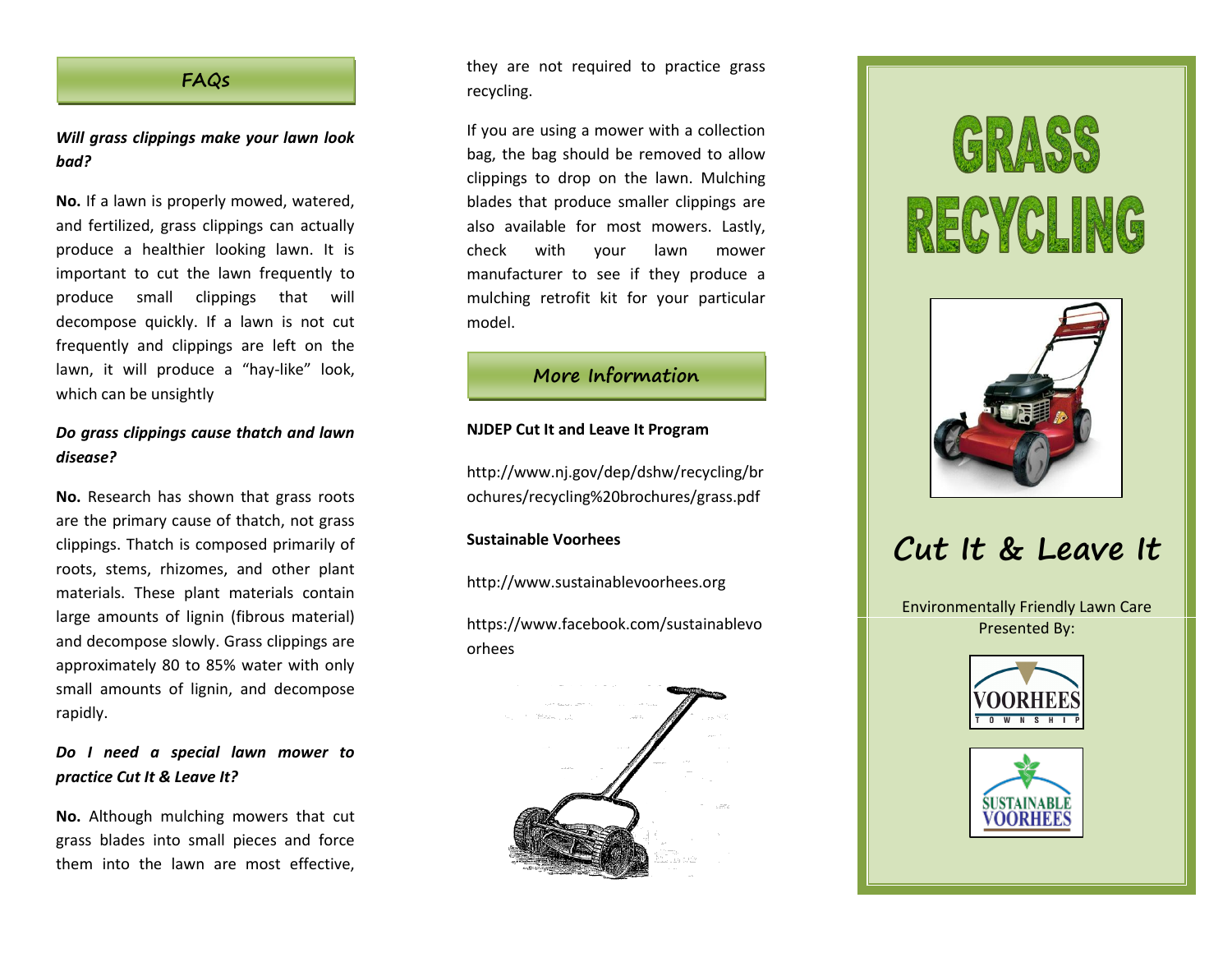## FAQs

***Will grass clippings make your lawn look bad?***

**No.** If a lawn is properly mowed, watered, and fertilized, grass clippings can actually produce a healthier looking lawn. It is important to cut the lawn frequently to produce small clippings that will decompose quickly. If a lawn is not cut frequently and clippings are left on the lawn, it will produce a "hay-like" look, which can be unsightly

***Do grass clippings cause thatch and lawn disease?***

**No.** Research has shown that grass roots are the primary cause of thatch, not grass clippings. Thatch is composed primarily of roots, stems, rhizomes, and other plant materials. These plant materials contain large amounts of lignin (fibrous material) and decompose slowly. Grass clippings are approximately 80 to 85% water with only small amounts of lignin, and decompose rapidly.

***Do I need a special lawn mower to practice Cut It & Leave It?***

**No.** Although mulching mowers that cut grass blades into small pieces and force them into the lawn are most effective, they are not required to practice grass recycling.

If you are using a mower with a collection bag, the bag should be removed to allow clippings to drop on the lawn. Mulching blades that produce smaller clippings are also available for most mowers. Lastly, check with your lawn mower manufacturer to see if they produce a mulching retrofit kit for your particular model.

## More Information

**NJDEP Cut It and Leave It Program**

http://www.nj.gov/dep/dshw/recycling/brochures/recycling%20brochures/grass.pdf

**Sustainable Voorhees**

http://www.sustainablevoorhees.org

https://www.facebook.com/sustainablevoorhees

# GRASS RECYCLING

## Cut It & Leave It

Environmentally Friendly Lawn Care
Presented By:

VOORHEES TOWNSHIP

SUSTAINABLE VOORHEES